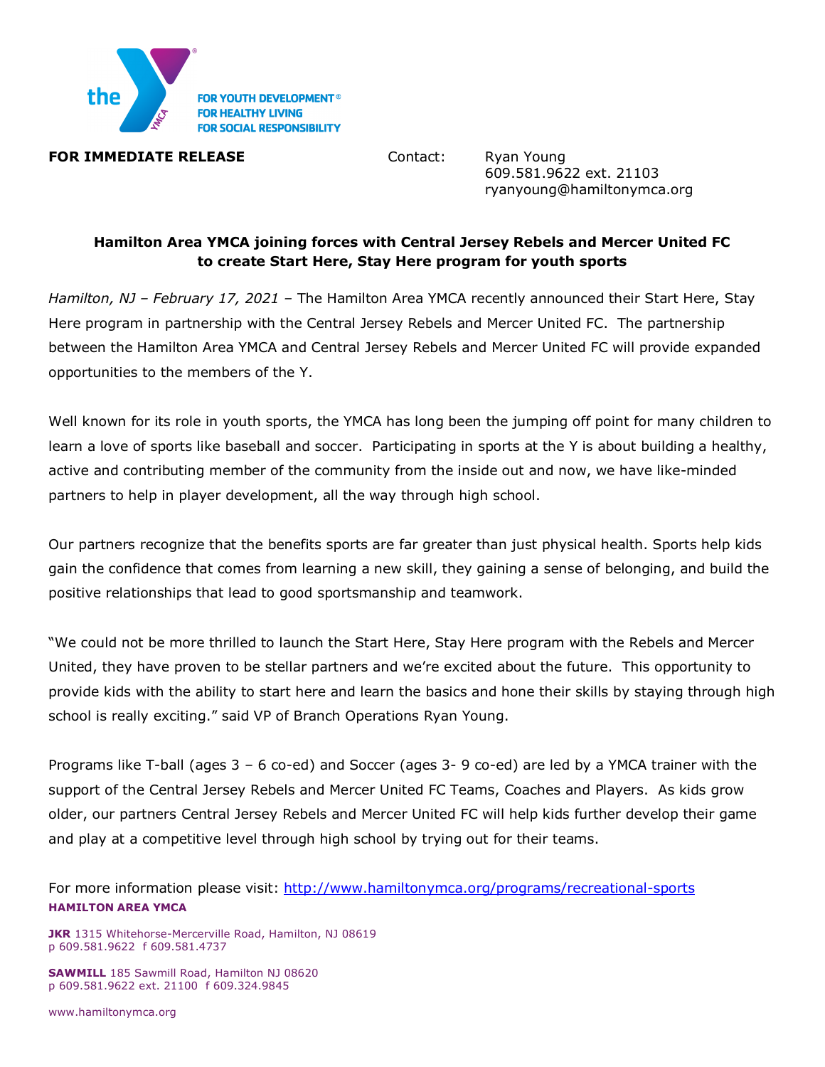the YMCA

FOR YOUTH DEVELOPMENT®
FOR HEALTHY LIVING
FOR SOCIAL RESPONSIBILITY

**FOR IMMEDIATE RELEASE**

Contact: Ryan Young
609.581.9622 ext. 21103
ryanyoung@hamiltonymca.org

**Hamilton Area YMCA joining forces with Central Jersey Rebels and Mercer United FC to create Start Here, Stay Here program for youth sports**

*Hamilton, NJ – February 17, 2021* – The Hamilton Area YMCA recently announced their Start Here, Stay Here program in partnership with the Central Jersey Rebels and Mercer United FC. The partnership between the Hamilton Area YMCA and Central Jersey Rebels and Mercer United FC will provide expanded opportunities to the members of the Y.

Well known for its role in youth sports, the YMCA has long been the jumping off point for many children to learn a love of sports like baseball and soccer. Participating in sports at the Y is about building a healthy, active and contributing member of the community from the inside out and now, we have like-minded partners to help in player development, all the way through high school.

Our partners recognize that the benefits sports are far greater than just physical health. Sports help kids gain the confidence that comes from learning a new skill, they gaining a sense of belonging, and build the positive relationships that lead to good sportsmanship and teamwork.

"We could not be more thrilled to launch the Start Here, Stay Here program with the Rebels and Mercer United, they have proven to be stellar partners and we're excited about the future. This opportunity to provide kids with the ability to start here and learn the basics and hone their skills by staying through high school is really exciting." said VP of Branch Operations Ryan Young.

Programs like T-ball (ages 3 – 6 co-ed) and Soccer (ages 3- 9 co-ed) are led by a YMCA trainer with the support of the Central Jersey Rebels and Mercer United FC Teams, Coaches and Players. As kids grow older, our partners Central Jersey Rebels and Mercer United FC will help kids further develop their game and play at a competitive level through high school by trying out for their teams.

For more information please visit: http://www.hamiltonymca.org/programs/recreational-sports

**HAMILTON AREA YMCA**

**JKR** 1315 Whitehorse-Mercerville Road, Hamilton, NJ 08619
p 609.581.9622 f 609.581.4737

**SAWMILL** 185 Sawmill Road, Hamilton NJ 08620
p 609.581.9622 ext. 21100 f 609.324.9845

www.hamiltonymca.org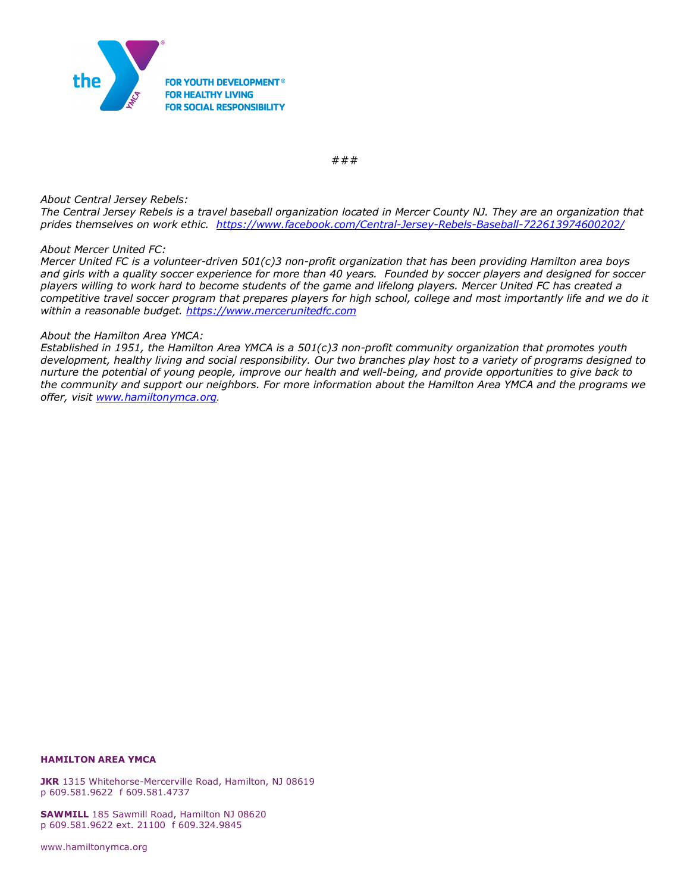FOR YOUTH DEVELOPMENT®
FOR HEALTHY LIVING
FOR SOCIAL RESPONSIBILITY

###

*About Central Jersey Rebels:*
*The Central Jersey Rebels is a travel baseball organization located in Mercer County NJ. They are an organization that prides themselves on work ethic. https://www.facebook.com/Central-Jersey-Rebels-Baseball-722613974600202/*

*About Mercer United FC:*
*Mercer United FC is a volunteer-driven 501(c)3 non-profit organization that has been providing Hamilton area boys and girls with a quality soccer experience for more than 40 years. Founded by soccer players and designed for soccer players willing to work hard to become students of the game and lifelong players. Mercer United FC has created a competitive travel soccer program that prepares players for high school, college and most importantly life and we do it within a reasonable budget. https://www.mercerunitedfc.com*

*About the Hamilton Area YMCA:*
*Established in 1951, the Hamilton Area YMCA is a 501(c)3 non-profit community organization that promotes youth development, healthy living and social responsibility. Our two branches play host to a variety of programs designed to nurture the potential of young people, improve our health and well-being, and provide opportunities to give back to the community and support our neighbors. For more information about the Hamilton Area YMCA and the programs we offer, visit www.hamiltonymca.org.*

**HAMILTON AREA YMCA**

**JKR** 1315 Whitehorse-Mercerville Road, Hamilton, NJ 08619
p 609.581.9622 f 609.581.4737

**SAWMILL** 185 Sawmill Road, Hamilton NJ 08620
p 609.581.9622 ext. 21100 f 609.324.9845

www.hamiltonymca.org